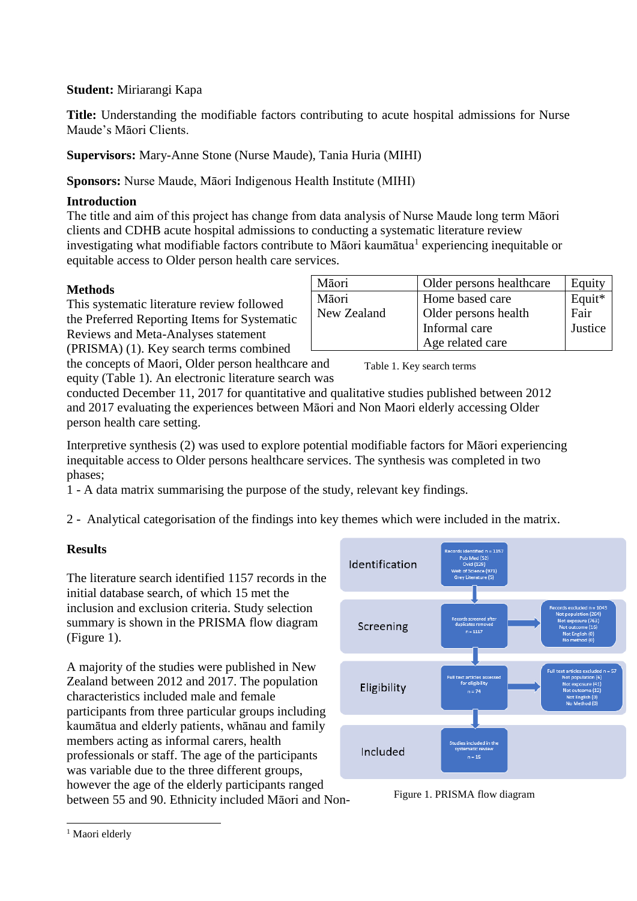**Student:** Miriarangi Kapa

**Title:** Understanding the modifiable factors contributing to acute hospital admissions for Nurse Maude's Māori Clients.

**Supervisors:** Mary-Anne Stone (Nurse Maude), Tania Huria (MIHI)

**Sponsors:** Nurse Maude, Māori Indigenous Health Institute (MIHI)

## Introduction

The title and aim of this project has change from data analysis of Nurse Maude long term Māori clients and CDHB acute hospital admissions to conducting a systematic literature review investigating what modifiable factors contribute to Māori kaumātua[1] experiencing inequitable or equitable access to Older person health care services.

## Methods

This systematic literature review followed the Preferred Reporting Items for Systematic Reviews and Meta-Analyses statement (PRISMA) (1). Key search terms combined the concepts of Maori, Older person healthcare and equity (Table 1). An electronic literature search was conducted December 11, 2017 for quantitative and qualitative studies published between 2012 and 2017 evaluating the experiences between Māori and Non Maori elderly accessing Older person health care setting.

| Māori | Older persons healthcare | Equity |
|---|---|---|
| Māori<br>New Zealand | Home based care<br>Older persons health<br>Informal care<br>Age related care | Equit*<br>Fair<br>Justice |

Table 1. Key search terms

Interpretive synthesis (2) was used to explore potential modifiable factors for Māori experiencing inequitable access to Older persons healthcare services. The synthesis was completed in two phases;

1 - A data matrix summarising the purpose of the study, relevant key findings.

2 - Analytical categorisation of the findings into key themes which were included in the matrix.

## Results

The literature search identified 1157 records in the initial database search, of which 15 met the inclusion and exclusion criteria. Study selection summary is shown in the PRISMA flow diagram (Figure 1).

**Identification**
- Records identified n = 1157: Pub Med (52), Ovid (129), Web of Science (971), Grey Literature (5)

**Screening**
- Records screened after duplicates removed n = 1117
- Records excluded n = 1043: Not population (264), Not exposure (763), Not outcome (16), Not English (0), No method (0)

**Eligibility**
- Full text articles assessed for eligibility n = 74
- Full text articles excluded n = 57: Not population (6), Not exposure (41), Not outcome (12), Not English (3), No Method (0)

**Included**
- Studies included in the systematic review n = 15

Figure 1. PRISMA flow diagram

A majority of the studies were published in New Zealand between 2012 and 2017. The population characteristics included male and female participants from three particular groups including kaumātua and elderly patients, whānau and family members acting as informal carers, health professionals or staff. The age of the participants was variable due to the three different groups, however the age of the elderly participants ranged between 55 and 90. Ethnicity included Māori and Non-

[1] Maori elderly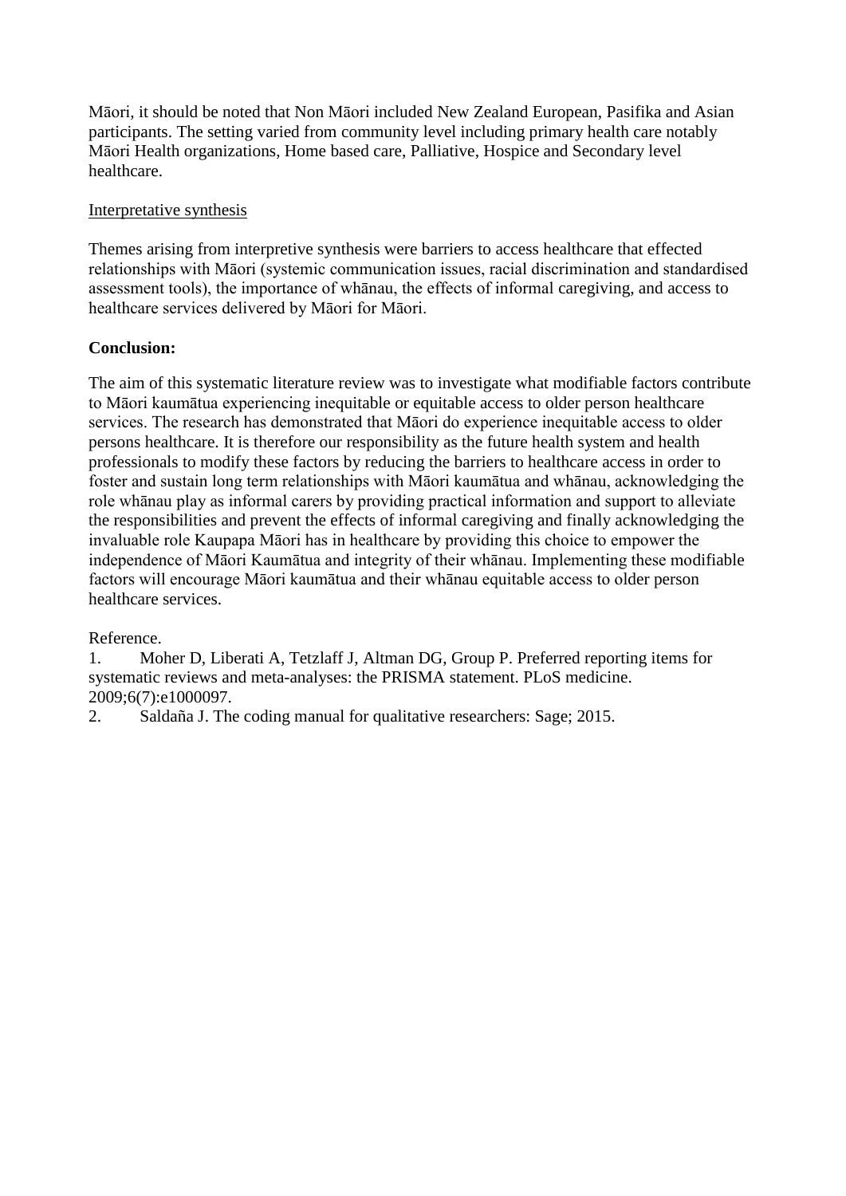Māori, it should be noted that Non Māori included New Zealand European, Pasifika and Asian participants. The setting varied from community level including primary health care notably Māori Health organizations, Home based care, Palliative, Hospice and Secondary level healthcare.

Interpretative synthesis

Themes arising from interpretive synthesis were barriers to access healthcare that effected relationships with Māori (systemic communication issues, racial discrimination and standardised assessment tools), the importance of whānau, the effects of informal caregiving, and access to healthcare services delivered by Māori for Māori.

**Conclusion:**

The aim of this systematic literature review was to investigate what modifiable factors contribute to Māori kaumātua experiencing inequitable or equitable access to older person healthcare services. The research has demonstrated that Māori do experience inequitable access to older persons healthcare. It is therefore our responsibility as the future health system and health professionals to modify these factors by reducing the barriers to healthcare access in order to foster and sustain long term relationships with Māori kaumātua and whānau, acknowledging the role whānau play as informal carers by providing practical information and support to alleviate the responsibilities and prevent the effects of informal caregiving and finally acknowledging the invaluable role Kaupapa Māori has in healthcare by providing this choice to empower the independence of Māori Kaumātua and integrity of their whānau. Implementing these modifiable factors will encourage Māori kaumātua and their whānau equitable access to older person healthcare services.

Reference.

1. Moher D, Liberati A, Tetzlaff J, Altman DG, Group P. Preferred reporting items for systematic reviews and meta-analyses: the PRISMA statement. PLoS medicine. 2009;6(7):e1000097.
2. Saldaña J. The coding manual for qualitative researchers: Sage; 2015.